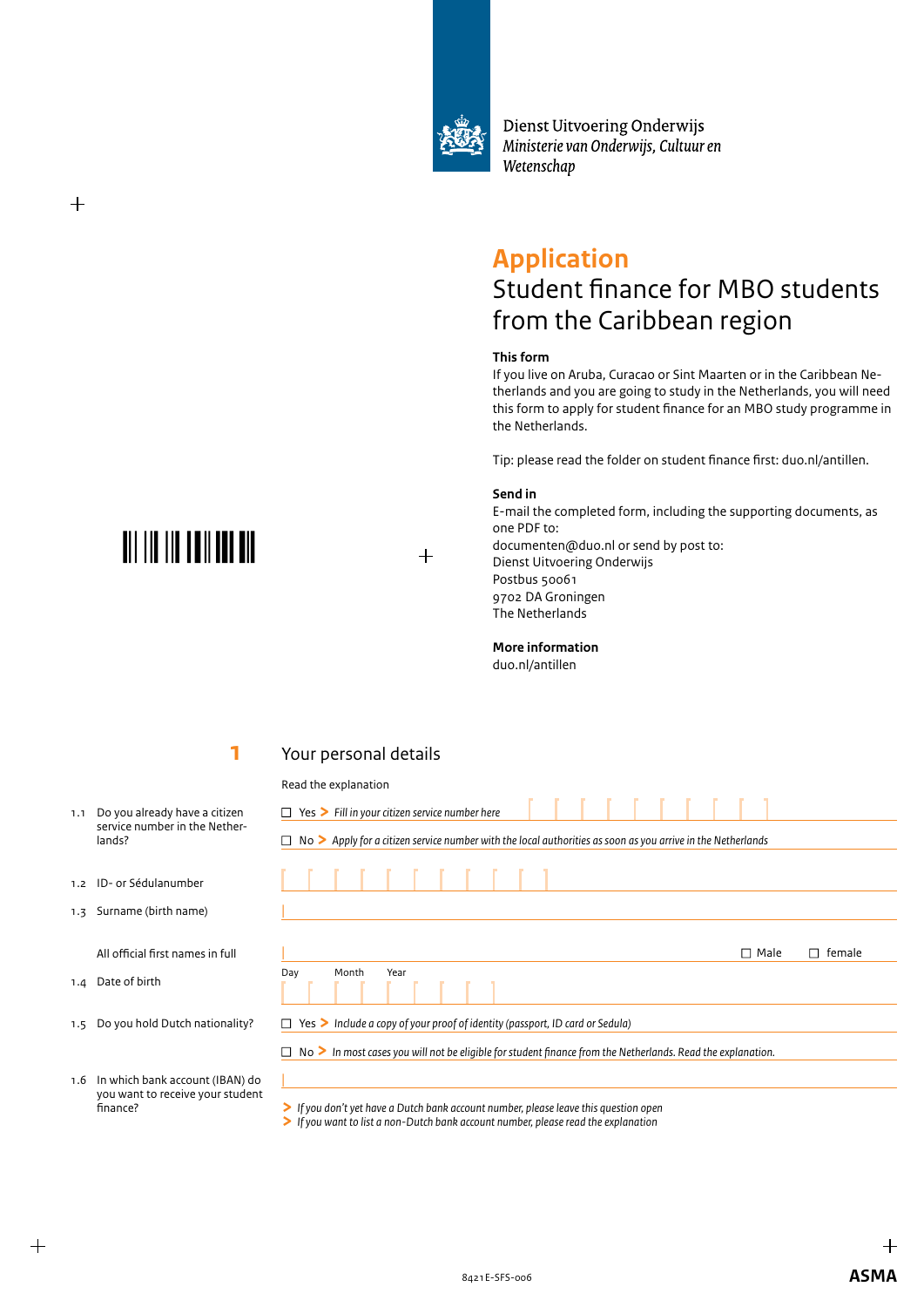Dienst Uitvoering Onderwijs
*Ministerie van Onderwijs, Cultuur en Wetenschap*

# Application

## Student finance for MBO students from the Caribbean region

**This form**
If you live on Aruba, Curacao or Sint Maarten or in the Caribbean Netherlands and you are going to study in the Netherlands, you will need this form to apply for student finance for an MBO study programme in the Netherlands.

Tip: please read the folder on student finance first: duo.nl/antillen.

**Send in**
E-mail the completed form, including the supporting documents, as one PDF to:
documenten@duo.nl or send by post to:
Dienst Uitvoering Onderwijs
Postbus 50061
9702 DA Groningen
The Netherlands

**More information**
duo.nl/antillen

## 1 Your personal details

Read the explanation

1.1 Do you already have a citizen service number in the Netherlands?
- ☐ Yes > *Fill in your citizen service number here*
- ☐ No > *Apply for a citizen service number with the local authorities as soon as you arrive in the Netherlands*

1.2 ID- or Sédulanumber

1.3 Surname (birth name)

All official first names in full — ☐ Male ☐ female

1.4 Date of birth — Day Month Year

1.5 Do you hold Dutch nationality?
- ☐ Yes > *Include a copy of your proof of identity (passport, ID card or Sedula)*
- ☐ No > *In most cases you will not be eligible for student finance from the Netherlands. Read the explanation.*

1.6 In which bank account (IBAN) do you want to receive your student finance?

> *If you don't yet have a Dutch bank account number, please leave this question open*
> *If you want to list a non-Dutch bank account number, please read the explanation*

8421E-SFS-006

ASMA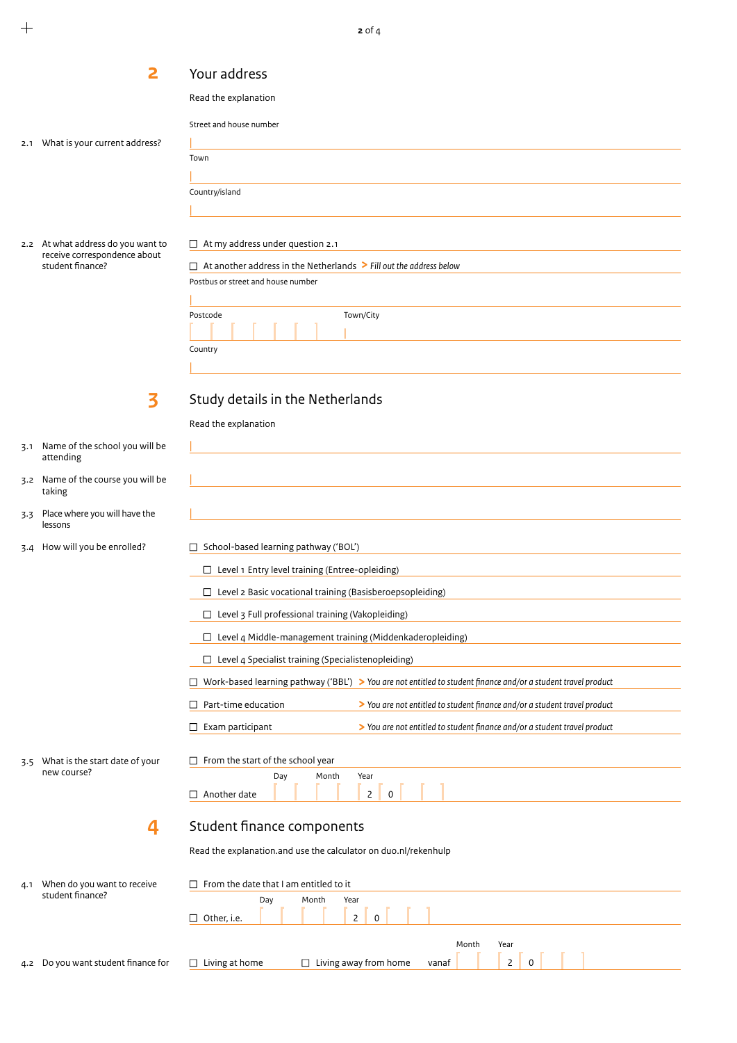## 2 Your address

Read the explanation

**2.1 What is your current address?**

Street and house number

Town

Country/island

**2.2 At what address do you want to receive correspondence about student finance?**

☐ At my address under question 2.1

☐ At another address in the Netherlands > *Fill out the address below*

Postbus or street and house number

Postcode

Town/City

Country

## 3 Study details in the Netherlands

Read the explanation

**3.1 Name of the school you will be attending**

**3.2 Name of the course you will be taking**

**3.3 Place where you will have the lessons**

**3.4 How will you be enrolled?**

☐ School-based learning pathway ('BOL')

- ☐ Level 1 Entry level training (Entree-opleiding)
- ☐ Level 2 Basic vocational training (Basisberoepsopleiding)
- ☐ Level 3 Full professional training (Vakopleiding)
- ☐ Level 4 Middle-management training (Middenkaderopleiding)
- ☐ Level 4 Specialist training (Specialistenopleiding)

☐ Work-based learning pathway ('BBL') > *You are not entitled to student finance and/or a student travel product*

☐ Part-time education > *You are not entitled to student finance and/or a student travel product*

☐ Exam participant > *You are not entitled to student finance and/or a student travel product*

**3.5 What is the start date of your new course?**

☐ From the start of the school year

☐ Another date — Day ___ Month ___ Year 2 0 ___

## 4 Student finance components

Read the explanation.and use the calculator on duo.nl/rekenhulp

**4.1 When do you want to receive student finance?**

☐ From the date that I am entitled to it

☐ Other, i.e. — Day ___ Month ___ Year 2 0 ___

**4.2 Do you want student finance for**

☐ Living at home ☐ Living away from home vanaf — Month ___ Year 2 0 ___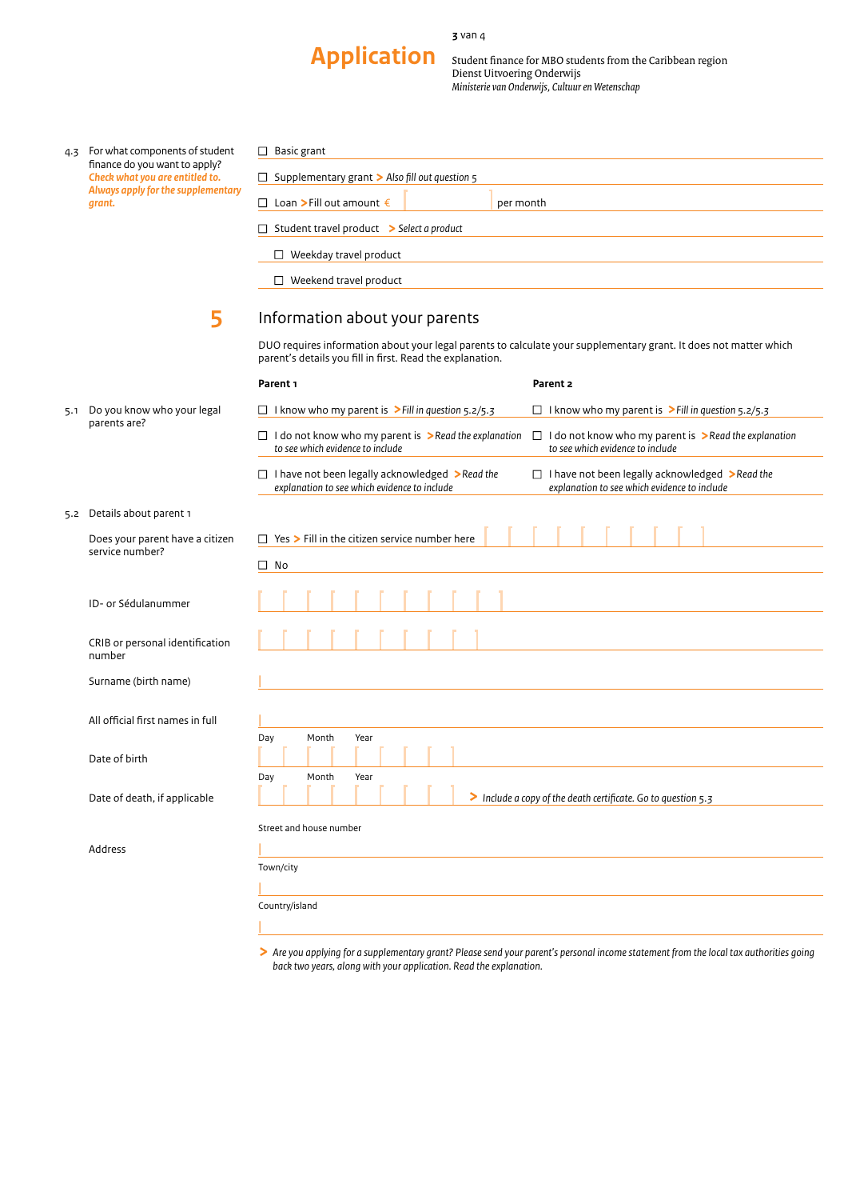# Application

Student finance for MBO students from the Caribbean region
Dienst Uitvoering Onderwijs
*Ministerie van Onderwijs, Cultuur en Wetenschap*

4.3 For what components of student finance do you want to apply?
***Check what you are entitled to. Always apply for the supplementary grant.***

- ☐ Basic grant
- ☐ Supplementary grant > *Also fill out question 5*
- ☐ Loan > Fill out amount € ______ per month
- ☐ Student travel product > *Select a product*
  - ☐ Weekday travel product
  - ☐ Weekend travel product

## 5 Information about your parents

DUO requires information about your legal parents to calculate your supplementary grant. It does not matter which parent's details you fill in first. Read the explanation.

5.1 Do you know who your legal parents are?

| | **Parent 1** | **Parent 2** |
|---|---|---|
| | ☐ I know who my parent is > *Fill in question 5.2/5.3* | ☐ I know who my parent is > *Fill in question 5.2/5.3* |
| | ☐ I do not know who my parent is > *Read the explanation to see which evidence to include* | ☐ I do not know who my parent is > *Read the explanation to see which evidence to include* |
| | ☐ I have not been legally acknowledged > *Read the explanation to see which evidence to include* | ☐ I have not been legally acknowledged > *Read the explanation to see which evidence to include* |

5.2 Details about parent 1

Does your parent have a citizen service number?
- ☐ Yes > Fill in the citizen service number here
- ☐ No

ID- or Sédulanummer

CRIB or personal identification number

Surname (birth name)

All official first names in full

Date of birth — Day / Month / Year

Date of death, if applicable — Day / Month / Year > *Include a copy of the death certificate. Go to question 5.3*

Address
- Street and house number
- Town/city
- Country/island

> *Are you applying for a supplementary grant? Please send your parent's personal income statement from the local tax authorities going back two years, along with your application. Read the explanation.*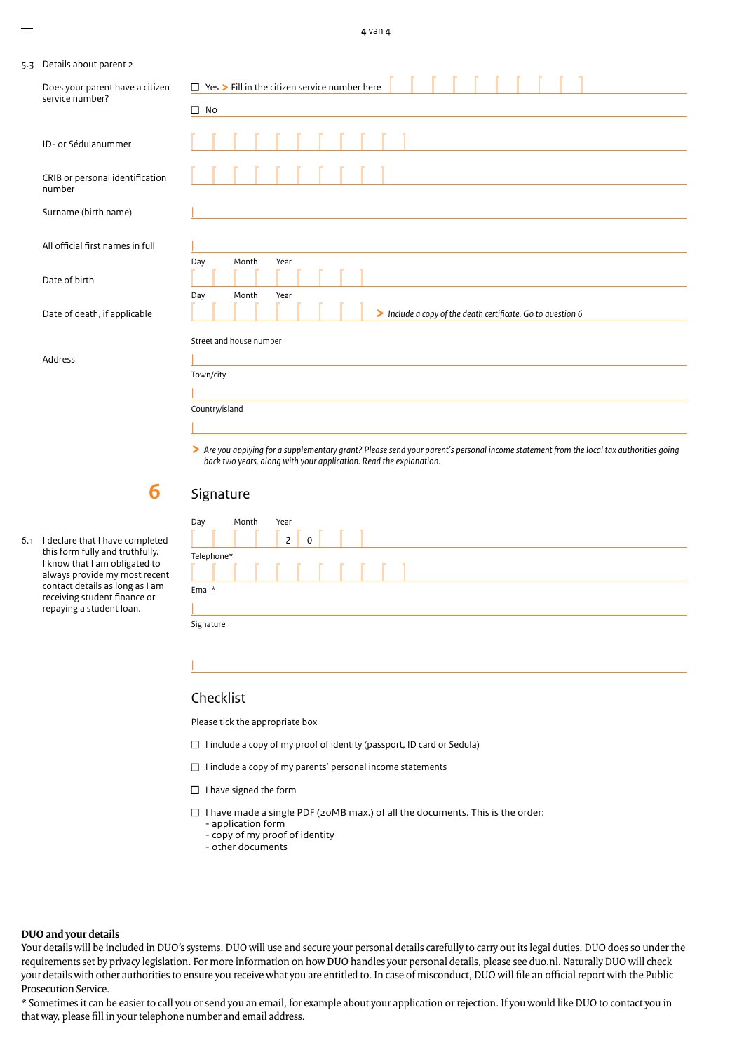5.3 Details about parent 2

Does your parent have a citizen service number?

- ☐ Yes > Fill in the citizen service number here
- ☐ No

ID- or Sédulanummer

CRIB or personal identification number

Surname (birth name)

All official first names in full

Date of birth

Day Month Year

Date of death, if applicable

Day Month Year

> *Include a copy of the death certificate. Go to question 6*

Address

Street and house number

Town/city

Country/island

> *Are you applying for a supplementary grant? Please send your parent's personal income statement from the local tax authorities going back two years, along with your application. Read the explanation.*

## 6 Signature

6.1 I declare that I have completed this form fully and truthfully. I know that I am obligated to always provide my most recent contact details as long as I am receiving student finance or repaying a student loan.

Day Month Year 2 0

Telephone*

Email*

Signature

## Checklist

Please tick the appropriate box

- ☐ I include a copy of my proof of identity (passport, ID card or Sedula)
- ☐ I include a copy of my parents' personal income statements
- ☐ I have signed the form
- ☐ I have made a single PDF (20MB max.) of all the documents. This is the order:
  - application form
  - copy of my proof of identity
  - other documents

**DUO and your details**

Your details will be included in DUO's systems. DUO will use and secure your personal details carefully to carry out its legal duties. DUO does so under the requirements set by privacy legislation. For more information on how DUO handles your personal details, please see duo.nl. Naturally DUO will check your details with other authorities to ensure you receive what you are entitled to. In case of misconduct, DUO will file an official report with the Public Prosecution Service.

* Sometimes it can be easier to call you or send you an email, for example about your application or rejection. If you would like DUO to contact you in that way, please fill in your telephone number and email address.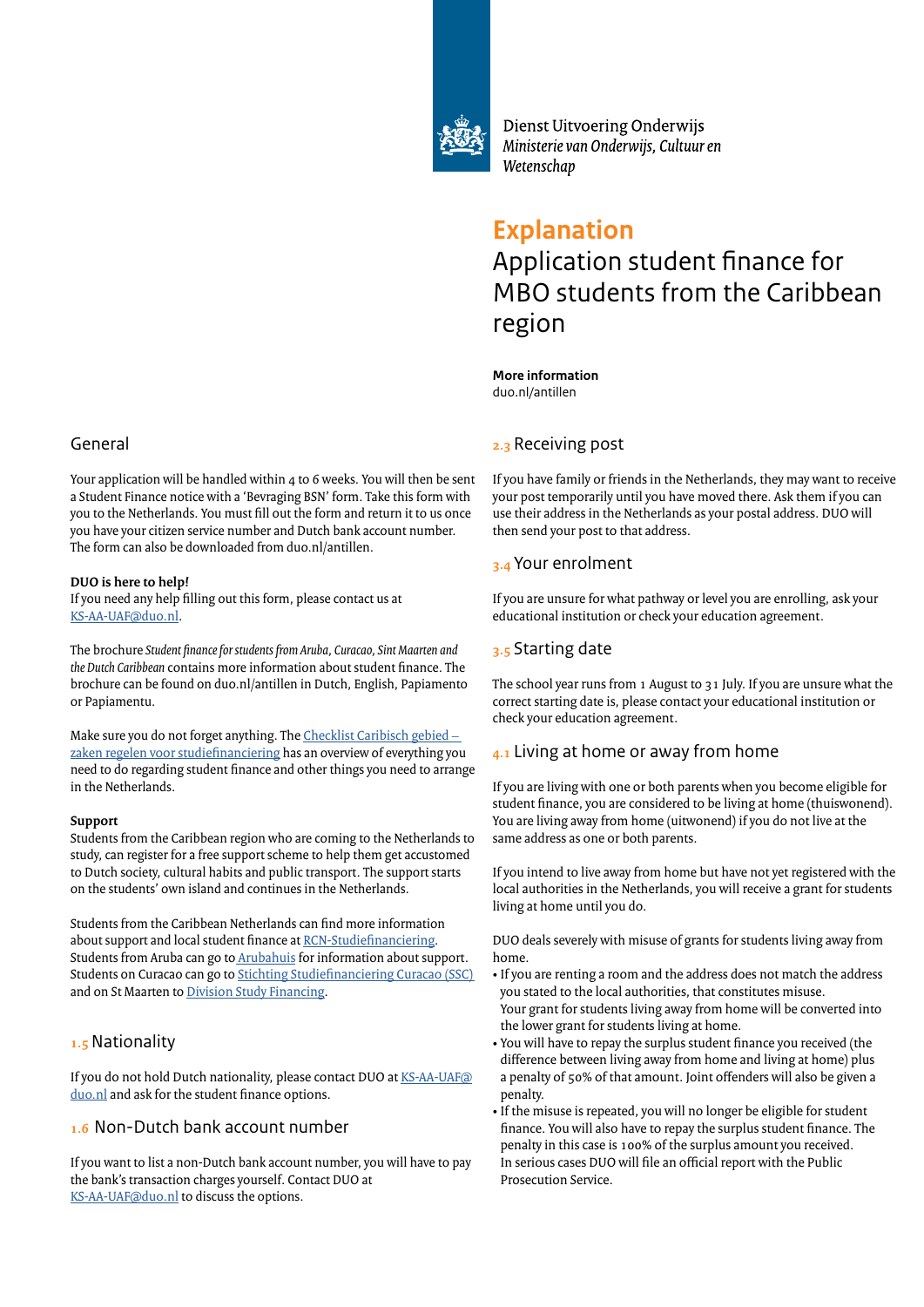Dienst Uitvoering Onderwijs
*Ministerie van Onderwijs, Cultuur en Wetenschap*

# Explanation

## Application student finance for MBO students from the Caribbean region

**More information**
duo.nl/antillen

## General

Your application will be handled within 4 to 6 weeks. You will then be sent a Student Finance notice with a 'Bevraging BSN' form. Take this form with you to the Netherlands. You must fill out the form and return it to us once you have your citizen service number and Dutch bank account number. The form can also be downloaded from duo.nl/antillen.

**DUO is here to help!**
If you need any help filling out this form, please contact us at KS-AA-UAF@duo.nl.

The brochure *Student finance for students from Aruba, Curacao, Sint Maarten and the Dutch Caribbean* contains more information about student finance. The brochure can be found on duo.nl/antillen in Dutch, English, Papiamento or Papiamentu.

Make sure you do not forget anything. The Checklist Caribisch gebied – zaken regelen voor studiefinanciering has an overview of everything you need to do regarding student finance and other things you need to arrange in the Netherlands.

**Support**
Students from the Caribbean region who are coming to the Netherlands to study, can register for a free support scheme to help them get accustomed to Dutch society, cultural habits and public transport. The support starts on the students' own island and continues in the Netherlands.

Students from the Caribbean Netherlands can find more information about support and local student finance at RCN-Studiefinanciering. Students from Aruba can go to Arubahuis for information about support. Students on Curacao can go to Stichting Studiefinanciering Curacao (SSC) and on St Maarten to Division Study Financing.

## 1.5 Nationality

If you do not hold Dutch nationality, please contact DUO at KS-AA-UAF@duo.nl and ask for the student finance options.

## 1.6 Non-Dutch bank account number

If you want to list a non-Dutch bank account number, you will have to pay the bank's transaction charges yourself. Contact DUO at KS-AA-UAF@duo.nl to discuss the options.

## 2.3 Receiving post

If you have family or friends in the Netherlands, they may want to receive your post temporarily until you have moved there. Ask them if you can use their address in the Netherlands as your postal address. DUO will then send your post to that address.

## 3.4 Your enrolment

If you are unsure for what pathway or level you are enrolling, ask your educational institution or check your education agreement.

## 3.5 Starting date

The school year runs from 1 August to 31 July. If you are unsure what the correct starting date is, please contact your educational institution or check your education agreement.

## 4.1 Living at home or away from home

If you are living with one or both parents when you become eligible for student finance, you are considered to be living at home (thuiswonend). You are living away from home (uitwonend) if you do not live at the same address as one or both parents.

If you intend to live away from home but have not yet registered with the local authorities in the Netherlands, you will receive a grant for students living at home until you do.

DUO deals severely with misuse of grants for students living away from home.

- If you are renting a room and the address does not match the address you stated to the local authorities, that constitutes misuse. Your grant for students living away from home will be converted into the lower grant for students living at home.
- You will have to repay the surplus student finance you received (the difference between living away from home and living at home) plus a penalty of 50% of that amount. Joint offenders will also be given a penalty.
- If the misuse is repeated, you will no longer be eligible for student finance. You will also have to repay the surplus student finance. The penalty in this case is 100% of the surplus amount you received. In serious cases DUO will file an official report with the Public Prosecution Service.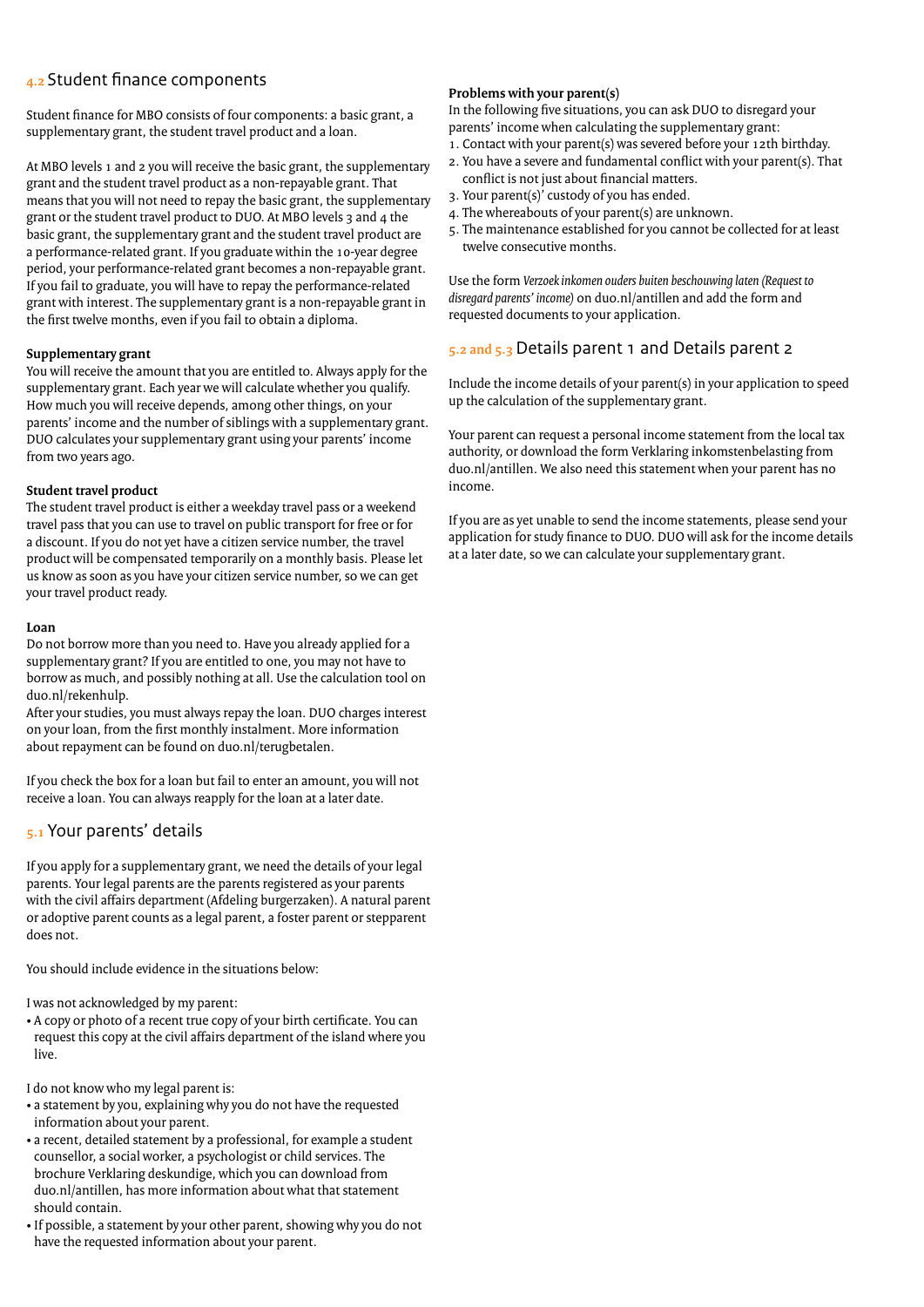## 4.2 Student finance components

Student finance for MBO consists of four components: a basic grant, a supplementary grant, the student travel product and a loan.

At MBO levels 1 and 2 you will receive the basic grant, the supplementary grant and the student travel product as a non-repayable grant. That means that you will not need to repay the basic grant, the supplementary grant or the student travel product to DUO. At MBO levels 3 and 4 the basic grant, the supplementary grant and the student travel product are a performance-related grant. If you graduate within the 10-year degree period, your performance-related grant becomes a non-repayable grant. If you fail to graduate, you will have to repay the performance-related grant with interest. The supplementary grant is a non-repayable grant in the first twelve months, even if you fail to obtain a diploma.

**Supplementary grant**
You will receive the amount that you are entitled to. Always apply for the supplementary grant. Each year we will calculate whether you qualify. How much you will receive depends, among other things, on your parents' income and the number of siblings with a supplementary grant. DUO calculates your supplementary grant using your parents' income from two years ago.

**Student travel product**
The student travel product is either a weekday travel pass or a weekend travel pass that you can use to travel on public transport for free or for a discount. If you do not yet have a citizen service number, the travel product will be compensated temporarily on a monthly basis. Please let us know as soon as you have your citizen service number, so we can get your travel product ready.

**Loan**
Do not borrow more than you need to. Have you already applied for a supplementary grant? If you are entitled to one, you may not have to borrow as much, and possibly nothing at all. Use the calculation tool on duo.nl/rekenhulp.
After your studies, you must always repay the loan. DUO charges interest on your loan, from the first monthly instalment. More information about repayment can be found on duo.nl/terugbetalen.

If you check the box for a loan but fail to enter an amount, you will not receive a loan. You can always reapply for the loan at a later date.

## 5.1 Your parents' details

If you apply for a supplementary grant, we need the details of your legal parents. Your legal parents are the parents registered as your parents with the civil affairs department (Afdeling burgerzaken). A natural parent or adoptive parent counts as a legal parent, a foster parent or stepparent does not.

You should include evidence in the situations below:

I was not acknowledged by my parent:
- A copy or photo of a recent true copy of your birth certificate. You can request this copy at the civil affairs department of the island where you live.

I do not know who my legal parent is:
- a statement by you, explaining why you do not have the requested information about your parent.
- a recent, detailed statement by a professional, for example a student counsellor, a social worker, a psychologist or child services. The brochure Verklaring deskundige, which you can download from duo.nl/antillen, has more information about what that statement should contain.
- If possible, a statement by your other parent, showing why you do not have the requested information about your parent.

**Problems with your parent(s)**
In the following five situations, you can ask DUO to disregard your parents' income when calculating the supplementary grant:
1. Contact with your parent(s) was severed before your 12th birthday.
2. You have a severe and fundamental conflict with your parent(s). That conflict is not just about financial matters.
3. Your parent(s)' custody of you has ended.
4. The whereabouts of your parent(s) are unknown.
5. The maintenance established for you cannot be collected for at least twelve consecutive months.

Use the form *Verzoek inkomen ouders buiten beschouwing laten (Request to disregard parents' income)* on duo.nl/antillen and add the form and requested documents to your application.

## 5.2 and 5.3 Details parent 1 and Details parent 2

Include the income details of your parent(s) in your application to speed up the calculation of the supplementary grant.

Your parent can request a personal income statement from the local tax authority, or download the form Verklaring inkomstenbelasting from duo.nl/antillen. We also need this statement when your parent has no income.

If you are as yet unable to send the income statements, please send your application for study finance to DUO. DUO will ask for the income details at a later date, so we can calculate your supplementary grant.